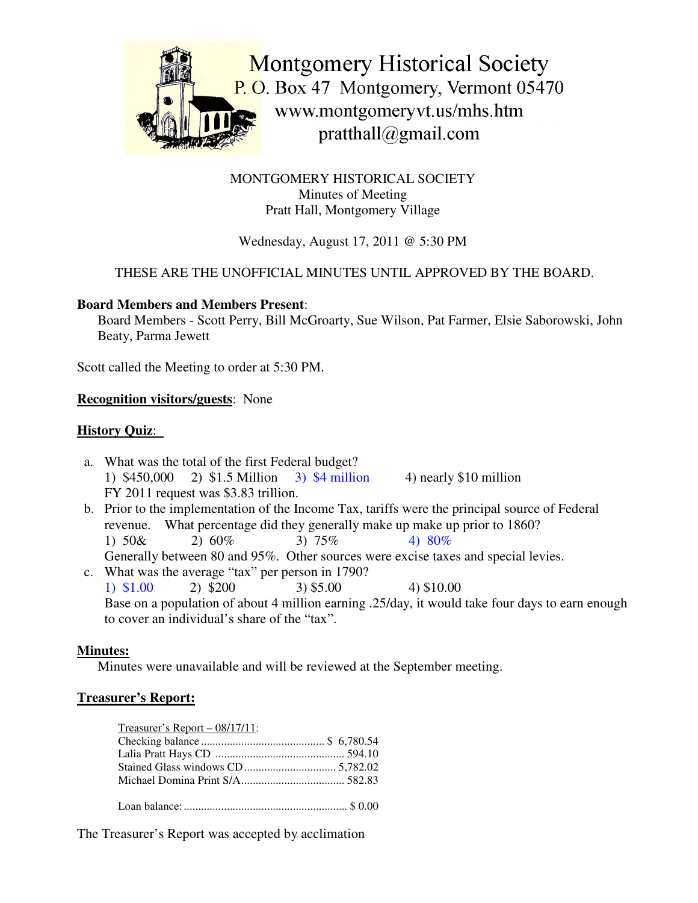Montgomery Historical Society
P. O. Box 47 Montgomery, Vermont 05470
www.montgomeryvt.us/mhs.htm
pratthall@gmail.com

MONTGOMERY HISTORICAL SOCIETY
Minutes of Meeting
Pratt Hall, Montgomery Village

Wednesday, August 17, 2011 @ 5:30 PM

THESE ARE THE UNOFFICIAL MINUTES UNTIL APPROVED BY THE BOARD.

**Board Members and Members Present**:
Board Members - Scott Perry, Bill McGroarty, Sue Wilson, Pat Farmer, Elsie Saborowski, John Beaty, Parma Jewett

Scott called the Meeting to order at 5:30 PM.

**Recognition visitors/guests**: None

**History Quiz**:

a. What was the total of the first Federal budget?
   1) $450,000 2) $1.5 Million 3) $4 million 4) nearly $10 million
   FY 2011 request was $3.83 trillion.
b. Prior to the implementation of the Income Tax, tariffs were the principal source of Federal revenue. What percentage did they generally make up make up prior to 1860?
   1) 50& 2) 60% 3) 75% 4) 80%
   Generally between 80 and 95%. Other sources were excise taxes and special levies.
c. What was the average "tax" per person in 1790?
   1) $1.00 2) $200 3) $5.00 4) $10.00
   Base on a population of about 4 million earning .25/day, it would take four days to earn enough to cover an individual's share of the "tax".

**Minutes:**
Minutes were unavailable and will be reviewed at the September meeting.

**Treasurer's Report:**

Treasurer's Report – 08/17/11:

| | |
|---|---|
| Checking balance | $ 6,780.54 |
| Lalia Pratt Hays CD | 594.10 |
| Stained Glass windows CD | 5,782.02 |
| Michael Domina Print S/A | 582.83 |
| | |
| Loan balance: | $ 0.00 |

The Treasurer's Report was accepted by acclimation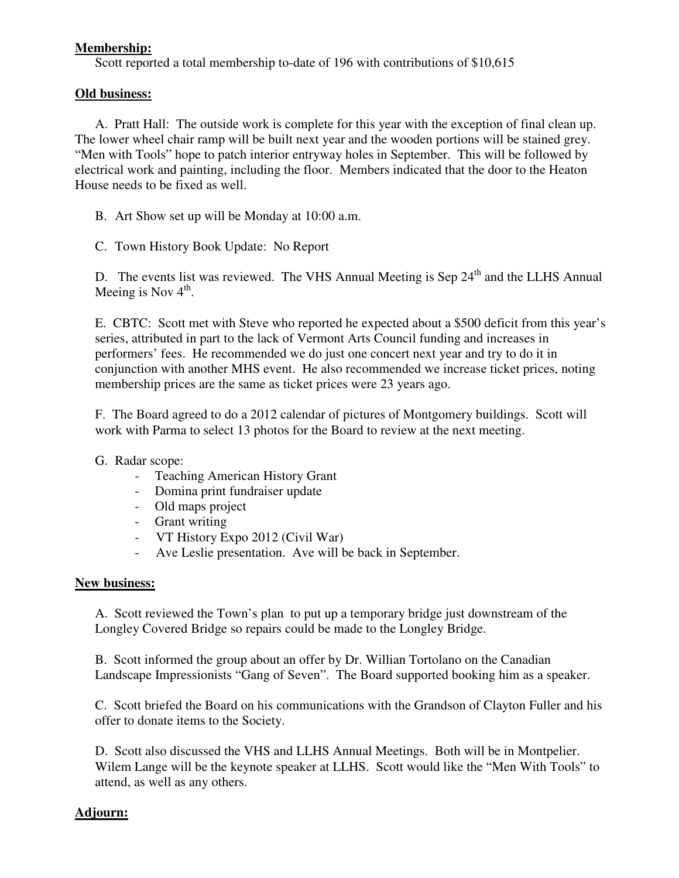**Membership:**

Scott reported a total membership to-date of 196 with contributions of $10,615

**Old business:**

A. Pratt Hall: The outside work is complete for this year with the exception of final clean up. The lower wheel chair ramp will be built next year and the wooden portions will be stained grey. "Men with Tools" hope to patch interior entryway holes in September. This will be followed by electrical work and painting, including the floor. Members indicated that the door to the Heaton House needs to be fixed as well.

B. Art Show set up will be Monday at 10:00 a.m.

C. Town History Book Update: No Report

D. The events list was reviewed. The VHS Annual Meeting is Sep 24th and the LLHS Annual Meeing is Nov 4th.

E. CBTC: Scott met with Steve who reported he expected about a $500 deficit from this year's series, attributed in part to the lack of Vermont Arts Council funding and increases in performers' fees. He recommended we do just one concert next year and try to do it in conjunction with another MHS event. He also recommended we increase ticket prices, noting membership prices are the same as ticket prices were 23 years ago.

F. The Board agreed to do a 2012 calendar of pictures of Montgomery buildings. Scott will work with Parma to select 13 photos for the Board to review at the next meeting.

G. Radar scope:

- Teaching American History Grant
- Domina print fundraiser update
- Old maps project
- Grant writing
- VT History Expo 2012 (Civil War)
- Ave Leslie presentation. Ave will be back in September.

**New business:**

A. Scott reviewed the Town's plan to put up a temporary bridge just downstream of the Longley Covered Bridge so repairs could be made to the Longley Bridge.

B. Scott informed the group about an offer by Dr. Willian Tortolano on the Canadian Landscape Impressionists "Gang of Seven". The Board supported booking him as a speaker.

C. Scott briefed the Board on his communications with the Grandson of Clayton Fuller and his offer to donate items to the Society.

D. Scott also discussed the VHS and LLHS Annual Meetings. Both will be in Montpelier. Wilem Lange will be the keynote speaker at LLHS. Scott would like the "Men With Tools" to attend, as well as any others.

**Adjourn:**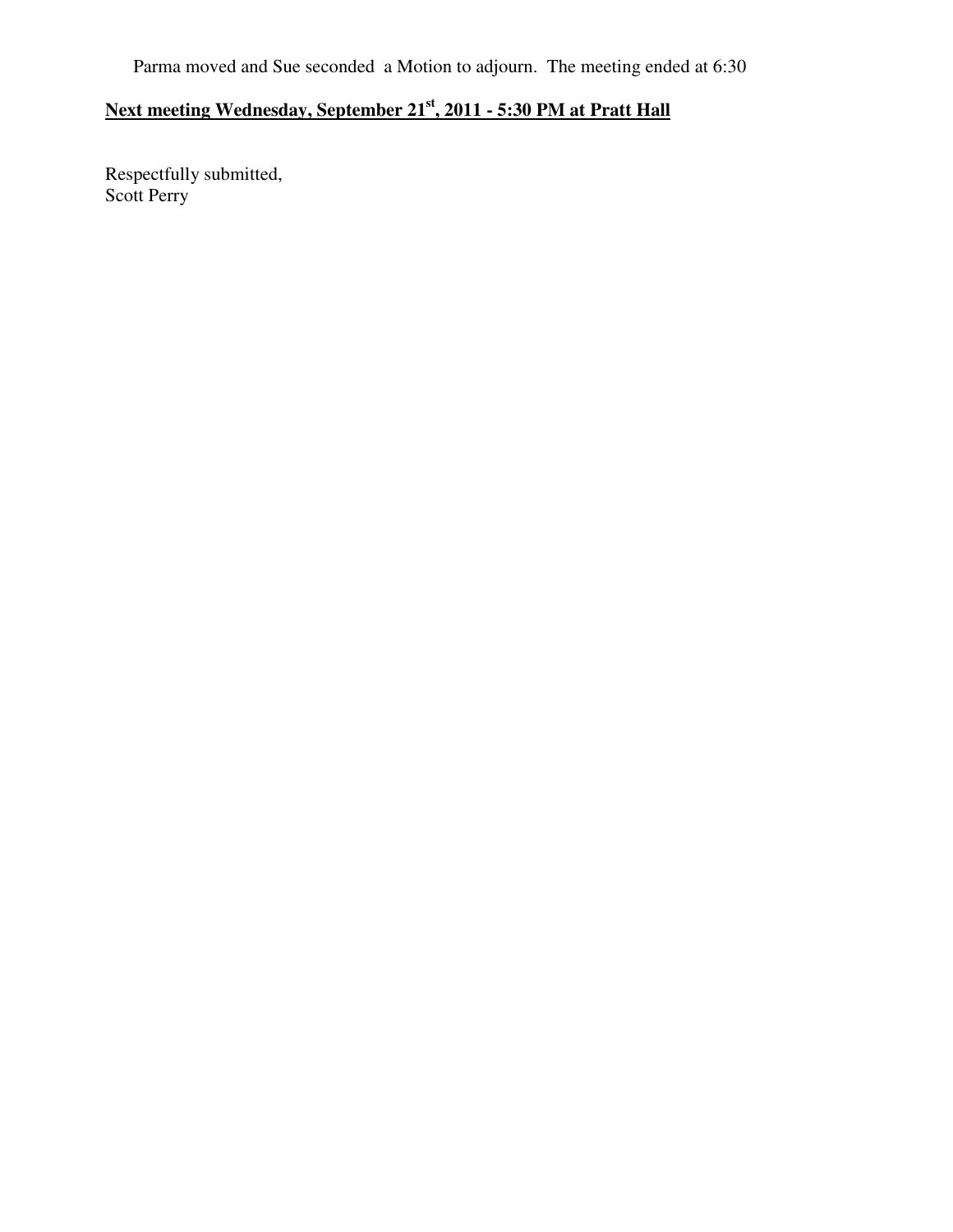Parma moved and Sue seconded a Motion to adjourn. The meeting ended at 6:30

**Next meeting Wednesday, September 21st, 2011 - 5:30 PM at Pratt Hall**

Respectfully submitted,
Scott Perry